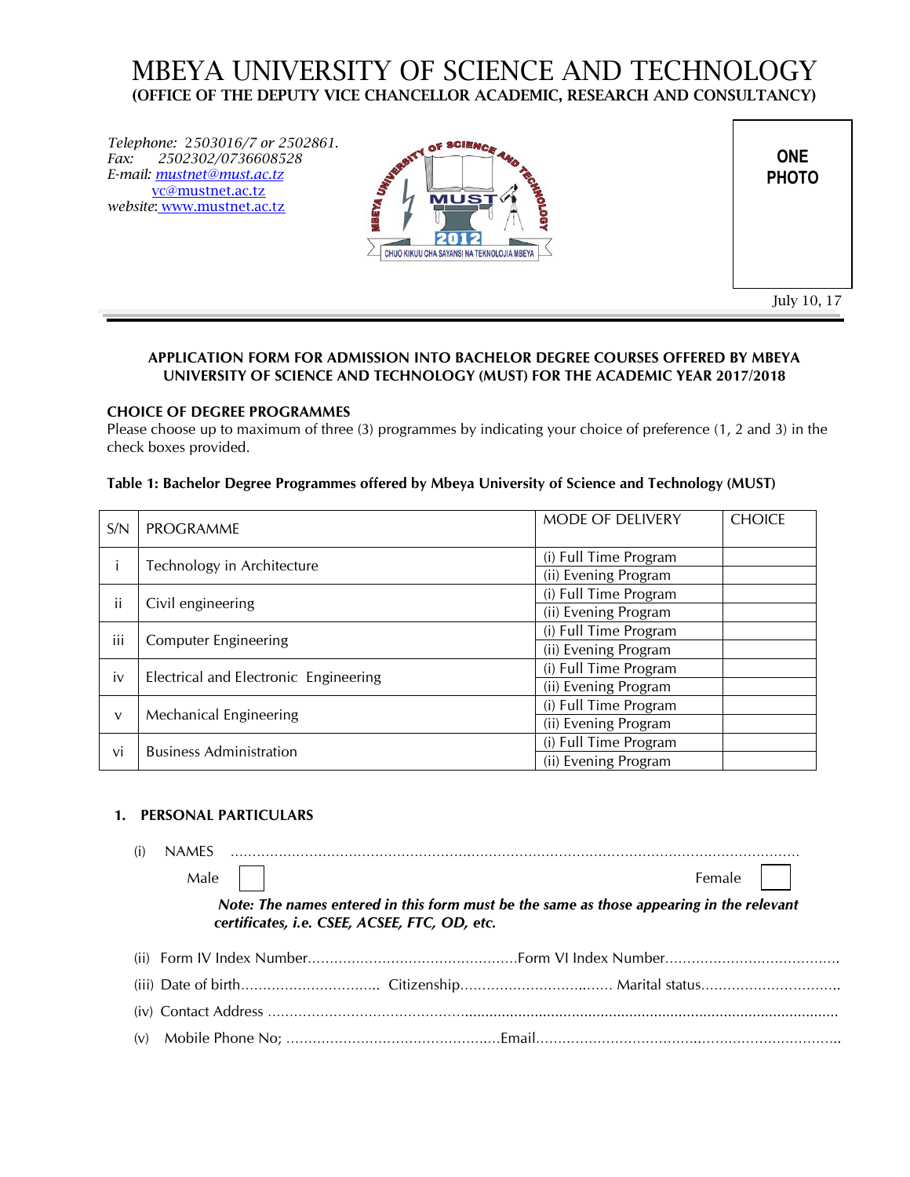# MBEYA UNIVERSITY OF SCIENCE AND TECHNOLOGY

**(OFFICE OF THE DEPUTY VICE CHANCELLOR ACADEMIC, RESEARCH AND CONSULTANCY)**

*Telephone:* 2503016/7 or 2502861.
*Fax:* 2502302/0736608528
*E-mail:* mustnet@must.ac.tz
vc@mustnet.ac.tz
*website:* www.mustnet.ac.tz

**ONE PHOTO**

July 10, 17

---

**APPLICATION FORM FOR ADMISSION INTO BACHELOR DEGREE COURSES OFFERED BY MBEYA UNIVERSITY OF SCIENCE AND TECHNOLOGY (MUST) FOR THE ACADEMIC YEAR 2017/2018**

**CHOICE OF DEGREE PROGRAMMES**

Please choose up to maximum of three (3) programmes by indicating your choice of preference (1, 2 and 3) in the check boxes provided.

**Table 1: Bachelor Degree Programmes offered by Mbeya University of Science and Technology (MUST)**

| S/N | PROGRAMME | MODE OF DELIVERY | CHOICE |
|---|---|---|---|
| i | Technology in Architecture | (i) Full Time Program | |
| | | (ii) Evening Program | |
| ii | Civil engineering | (i) Full Time Program | |
| | | (ii) Evening Program | |
| iii | Computer Engineering | (i) Full Time Program | |
| | | (ii) Evening Program | |
| iv | Electrical and Electronic Engineering | (i) Full Time Program | |
| | | (ii) Evening Program | |
| v | Mechanical Engineering | (i) Full Time Program | |
| | | (ii) Evening Program | |
| vi | Business Administration | (i) Full Time Program | |
| | | (ii) Evening Program | |

## 1. PERSONAL PARTICULARS

(i) NAMES ..................................................................................................................................

Male ☐ Female ☐

***Note: The names entered in this form must be the same as those appearing in the relevant certificates, i.e. CSEE, ACSEE, FTC, OD, etc.***

(ii) Form IV Index Number............................................Form VI Index Number........................................

(iii) Date of birth................................ Citizenship.................................. Marital status...............................

(iv) Contact Address ..................................................................................................................................

(v) Mobile Phone No; ................................................Email...................................................................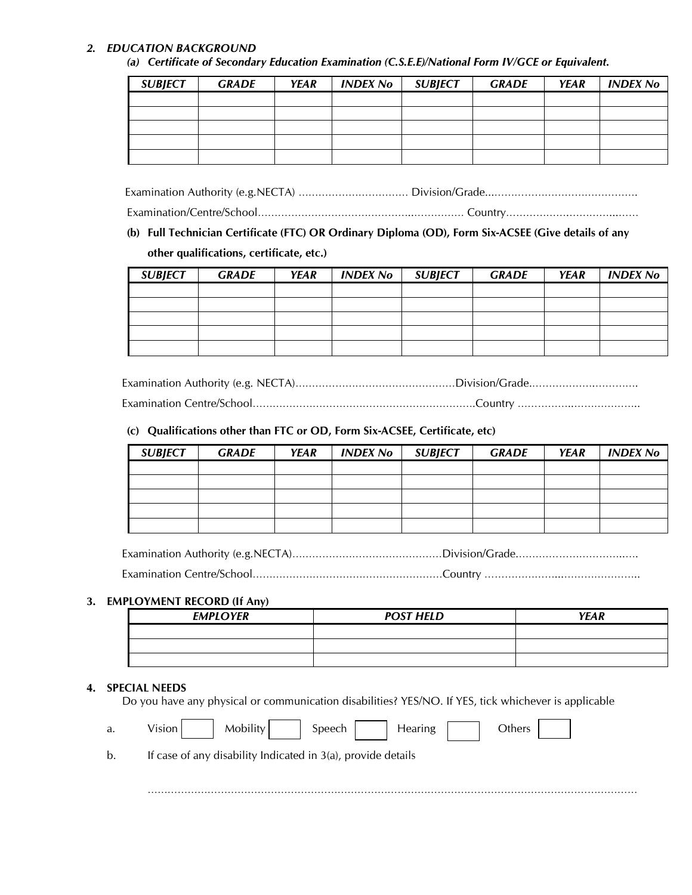## 2. EDUCATION BACKGROUND

***(a) Certificate of Secondary Education Examination (C.S.E.E)/National Form IV/GCE or Equivalent.***

| ***SUBJECT*** | ***GRADE*** | ***YEAR*** | ***INDEX No*** | ***SUBJECT*** | ***GRADE*** | ***YEAR*** | ***INDEX No*** |
|---|---|---|---|---|---|---|---|
| | | | | | | | |
| | | | | | | | |
| | | | | | | | |
| | | | | | | | |
| | | | | | | | |

Examination Authority (e.g.NECTA) ................................ Division/Grade...........................................

Examination/Centre/School............................................................... Country.......................................

**(b) Full Technician Certificate (FTC) OR Ordinary Diploma (OD), Form Six-ACSEE (Give details of any other qualifications, certificate, etc.)**

| ***SUBJECT*** | ***GRADE*** | ***YEAR*** | ***INDEX No*** | ***SUBJECT*** | ***GRADE*** | ***YEAR*** | ***INDEX No*** |
|---|---|---|---|---|---|---|---|
| | | | | | | | |
| | | | | | | | |
| | | | | | | | |
| | | | | | | | |
| | | | | | | | |

Examination Authority (e.g. NECTA)................................................Division/Grade................................

Examination Centre/School.................................................................Country ....................................

**(c) Qualifications other than FTC or OD, Form Six-ACSEE, Certificate, etc)**

| ***SUBJECT*** | ***GRADE*** | ***YEAR*** | ***INDEX No*** | ***SUBJECT*** | ***GRADE*** | ***YEAR*** | ***INDEX No*** |
|---|---|---|---|---|---|---|---|
| | | | | | | | |
| | | | | | | | |
| | | | | | | | |
| | | | | | | | |
| | | | | | | | |

Examination Authority (e.g.NECTA)............................................Division/Grade.....................................

Examination Centre/School.........................................................Country ...............................................

## 3. EMPLOYMENT RECORD (If Any)

| ***EMPLOYER*** | ***POST HELD*** | ***YEAR*** |
|---|---|---|
| | | |
| | | |
| | | |

## 4. SPECIAL NEEDS

Do you have any physical or communication disabilities? YES/NO. If YES, tick whichever is applicable

a. Vision [ ] Mobility [ ] Speech [ ] Hearing [ ] Others [ ]

b. If case of any disability Indicated in 3(a), provide details

..............................................................................................................................................................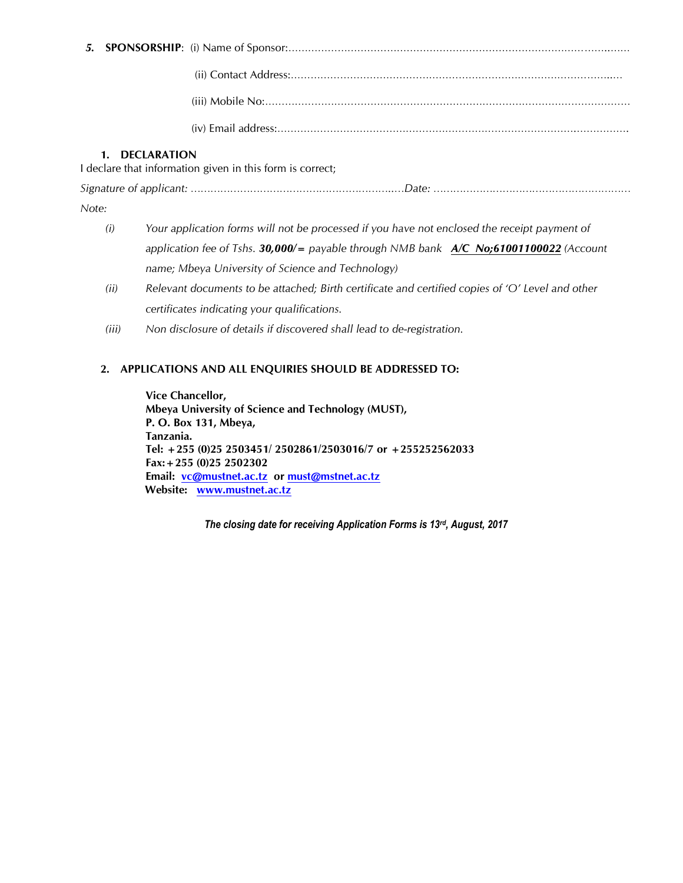**5. SPONSORSHIP**: (i) Name of Sponsor:.......................................................................................................

(ii) Contact Address:...................................................................................................

(iii) Mobile No:...........................................................................................................

(iv) Email address:......................................................................................................

**1. DECLARATION**

I declare that information given in this form is correct;

*Signature of applicant: ..................................................................Date: ............................................................*

*Note:*

*(i)* *Your application forms will not be processed if you have not enclosed the receipt payment of application fee of Tshs.* ***30,000/=*** *payable through NMB bank* ***A/C No;61001100022*** *(Account name; Mbeya University of Science and Technology)*

*(ii)* *Relevant documents to be attached; Birth certificate and certified copies of 'O' Level and other certificates indicating your qualifications.*

*(iii)* *Non disclosure of details if discovered shall lead to de-registration.*

**2. APPLICATIONS AND ALL ENQUIRIES SHOULD BE ADDRESSED TO:**

**Vice Chancellor,**
**Mbeya University of Science and Technology (MUST),**
**P. O. Box 131, Mbeya,**
**Tanzania.**
**Tel: +255 (0)25 2503451/ 2502861/2503016/7 or +255252562033**
**Fax:+255 (0)25 2502302**
**Email: vc@mustnet.ac.tz or must@mstnet.ac.tz**
**Website: www.mustnet.ac.tz**

***The closing date for receiving Application Forms is 13rd, August, 2017***